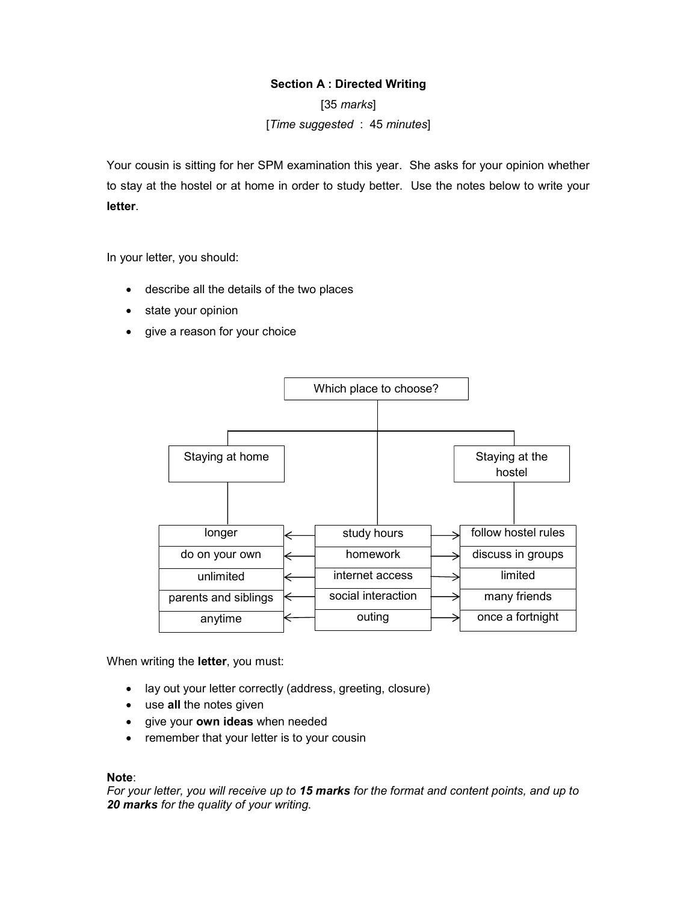**Section A : Directed Writing**

[35 *marks*]

[*Time suggested* : 45 *minutes*]

Your cousin is sitting for her SPM examination this year. She asks for your opinion whether to stay at the hostel or at home in order to study better. Use the notes below to write your **letter**.

In your letter, you should:

- describe all the details of the two places
- state your opinion
- give a reason for your choice

Which place to choose?

| Staying at home | | Staying at the hostel |
|---|---|---|
| longer | study hours | follow hostel rules |
| do on your own | homework | discuss in groups |
| unlimited | internet access | limited |
| parents and siblings | social interaction | many friends |
| anytime | outing | once a fortnight |

When writing the **letter**, you must:

- lay out your letter correctly (address, greeting, closure)
- use **all** the notes given
- give your **own ideas** when needed
- remember that your letter is to your cousin

**Note**:
*For your letter, you will receive up to **15 marks** for the format and content points, and up to **20 marks** for the quality of your writing.*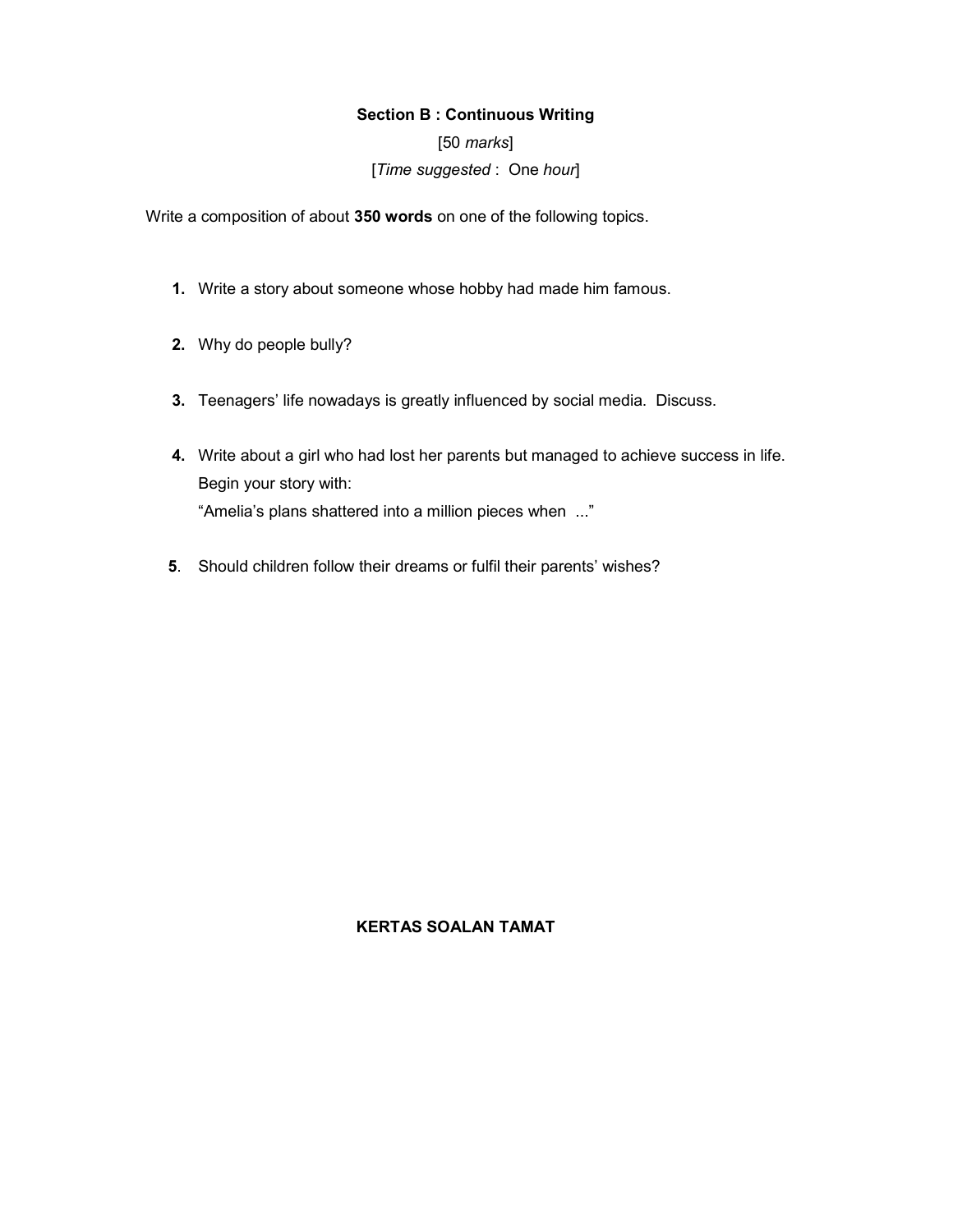## Section B : Continuous Writing

[50 *marks*]

[*Time suggested* : One *hour*]

Write a composition of about **350 words** on one of the following topics.

1. Write a story about someone whose hobby had made him famous.

2. Why do people bully?

3. Teenagers' life nowadays is greatly influenced by social media. Discuss.

4. Write about a girl who had lost her parents but managed to achieve success in life.
   Begin your story with:
   "Amelia's plans shattered into a million pieces when ..."

5. Should children follow their dreams or fulfil their parents' wishes?

**KERTAS SOALAN TAMAT**